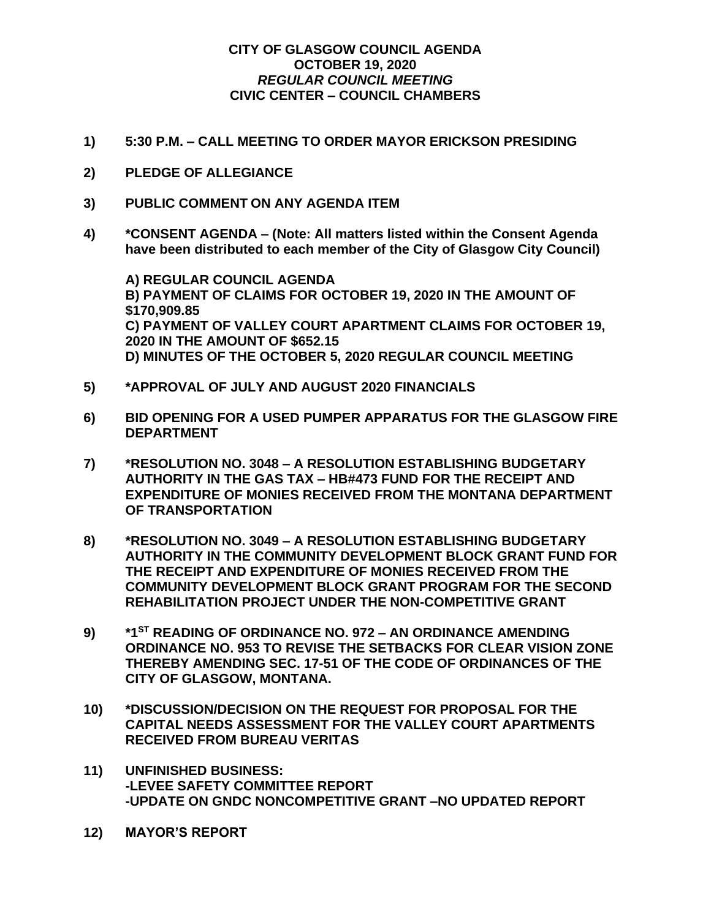# CITY OF GLASGOW COUNCIL AGENDA
## OCTOBER 19, 2020
### *REGULAR COUNCIL MEETING*
### CIVIC CENTER – COUNCIL CHAMBERS

**1) 5:30 P.M. – CALL MEETING TO ORDER MAYOR ERICKSON PRESIDING**

**2) PLEDGE OF ALLEGIANCE**

**3) PUBLIC COMMENT ON ANY AGENDA ITEM**

**4) *CONSENT AGENDA – (Note: All matters listed within the Consent Agenda have been distributed to each member of the City of Glasgow City Council)**

**A) REGULAR COUNCIL AGENDA**
**B) PAYMENT OF CLAIMS FOR OCTOBER 19, 2020 IN THE AMOUNT OF $170,909.85**
**C) PAYMENT OF VALLEY COURT APARTMENT CLAIMS FOR OCTOBER 19, 2020 IN THE AMOUNT OF $652.15**
**D) MINUTES OF THE OCTOBER 5, 2020 REGULAR COUNCIL MEETING**

**5) *APPROVAL OF JULY AND AUGUST 2020 FINANCIALS**

**6) BID OPENING FOR A USED PUMPER APPARATUS FOR THE GLASGOW FIRE DEPARTMENT**

**7) *RESOLUTION NO. 3048 – A RESOLUTION ESTABLISHING BUDGETARY AUTHORITY IN THE GAS TAX – HB#473 FUND FOR THE RECEIPT AND EXPENDITURE OF MONIES RECEIVED FROM THE MONTANA DEPARTMENT OF TRANSPORTATION**

**8) *RESOLUTION NO. 3049 – A RESOLUTION ESTABLISHING BUDGETARY AUTHORITY IN THE COMMUNITY DEVELOPMENT BLOCK GRANT FUND FOR THE RECEIPT AND EXPENDITURE OF MONIES RECEIVED FROM THE COMMUNITY DEVELOPMENT BLOCK GRANT PROGRAM FOR THE SECOND REHABILITATION PROJECT UNDER THE NON-COMPETITIVE GRANT**

**9) *1ST READING OF ORDINANCE NO. 972 – AN ORDINANCE AMENDING ORDINANCE NO. 953 TO REVISE THE SETBACKS FOR CLEAR VISION ZONE THEREBY AMENDING SEC. 17-51 OF THE CODE OF ORDINANCES OF THE CITY OF GLASGOW, MONTANA.**

**10) *DISCUSSION/DECISION ON THE REQUEST FOR PROPOSAL FOR THE CAPITAL NEEDS ASSESSMENT FOR THE VALLEY COURT APARTMENTS RECEIVED FROM BUREAU VERITAS**

**11) UNFINISHED BUSINESS:**
**-LEVEE SAFETY COMMITTEE REPORT**
**-UPDATE ON GNDC NONCOMPETITIVE GRANT –NO UPDATED REPORT**

**12) MAYOR'S REPORT**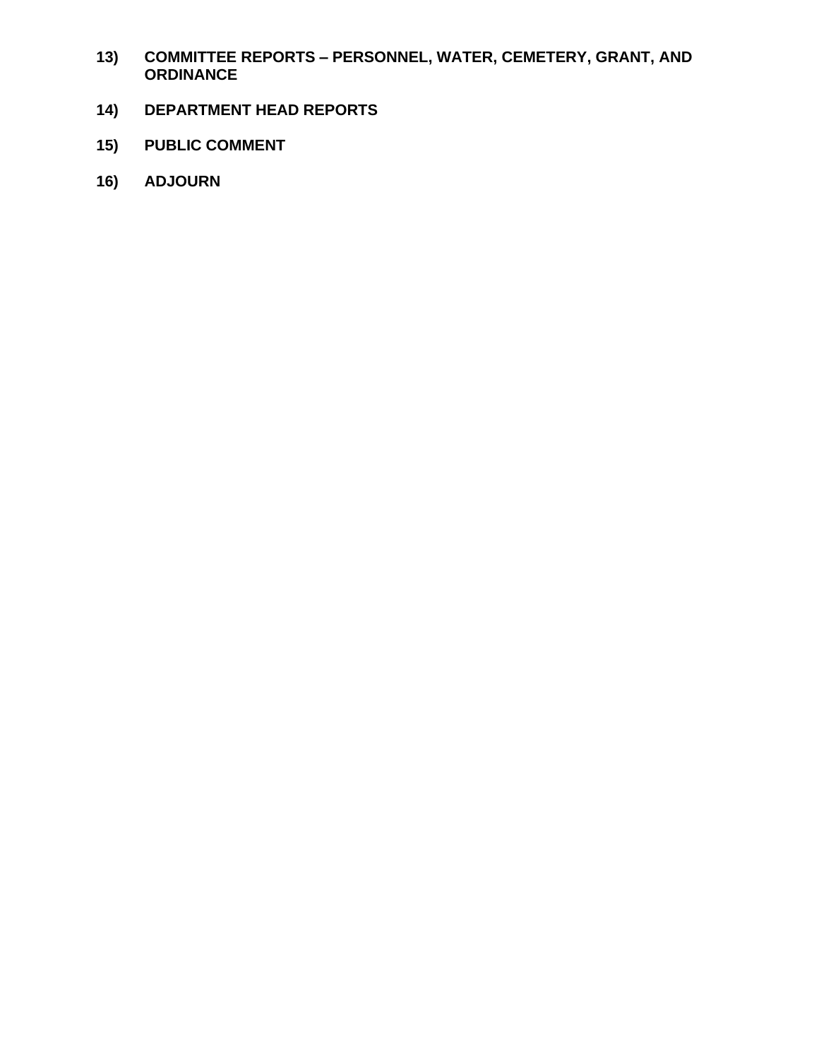**13) COMMITTEE REPORTS – PERSONNEL, WATER, CEMETERY, GRANT, AND ORDINANCE**

**14) DEPARTMENT HEAD REPORTS**

**15) PUBLIC COMMENT**

**16) ADJOURN**